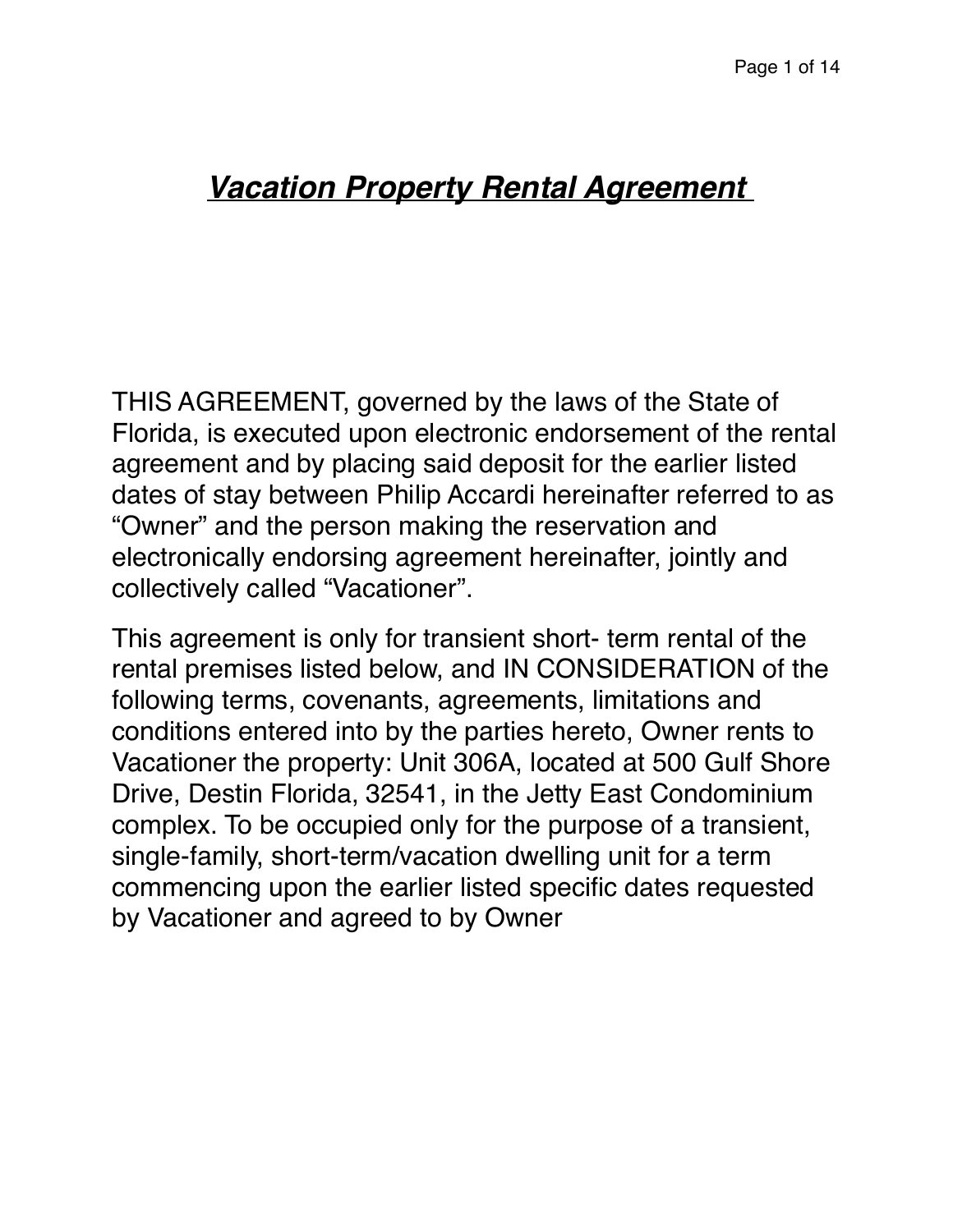# ***Vacation Property Rental Agreement***

THIS AGREEMENT, governed by the laws of the State of Florida, is executed upon electronic endorsement of the rental agreement and by placing said deposit for the earlier listed dates of stay between Philip Accardi hereinafter referred to as "Owner" and the person making the reservation and electronically endorsing agreement hereinafter, jointly and collectively called "Vacationer".

This agreement is only for transient short- term rental of the rental premises listed below, and IN CONSIDERATION of the following terms, covenants, agreements, limitations and conditions entered into by the parties hereto, Owner rents to Vacationer the property: Unit 306A, located at 500 Gulf Shore Drive, Destin Florida, 32541, in the Jetty East Condominium complex. To be occupied only for the purpose of a transient, single-family, short-term/vacation dwelling unit for a term commencing upon the earlier listed specific dates requested by Vacationer and agreed to by Owner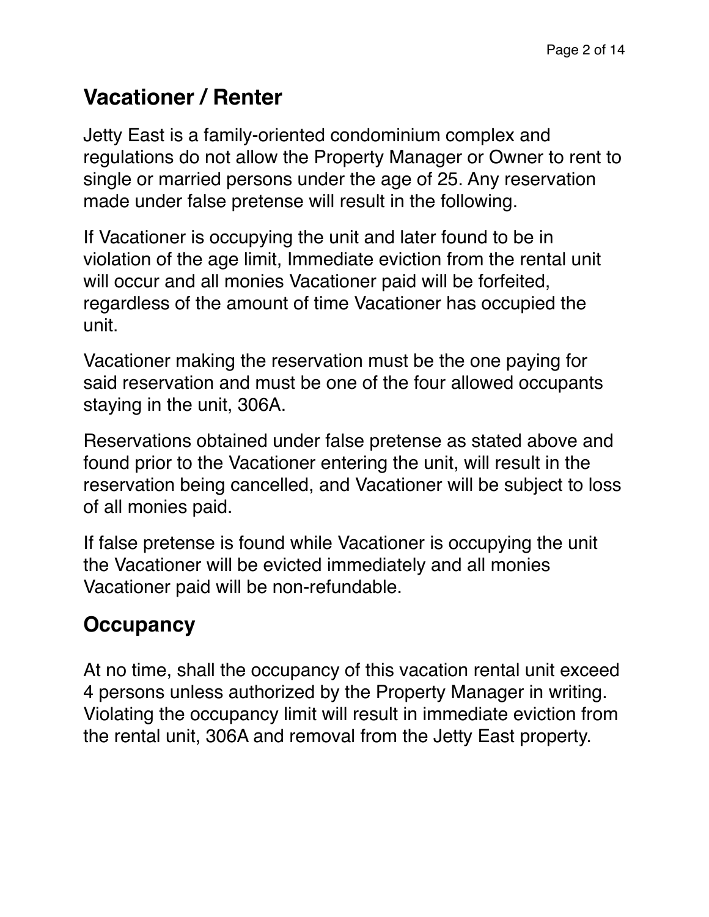## Vacationer / Renter

Jetty East is a family-oriented condominium complex and regulations do not allow the Property Manager or Owner to rent to single or married persons under the age of 25. Any reservation made under false pretense will result in the following.

If Vacationer is occupying the unit and later found to be in violation of the age limit, Immediate eviction from the rental unit will occur and all monies Vacationer paid will be forfeited, regardless of the amount of time Vacationer has occupied the unit.

Vacationer making the reservation must be the one paying for said reservation and must be one of the four allowed occupants staying in the unit, 306A.

Reservations obtained under false pretense as stated above and found prior to the Vacationer entering the unit, will result in the reservation being cancelled, and Vacationer will be subject to loss of all monies paid.

If false pretense is found while Vacationer is occupying the unit the Vacationer will be evicted immediately and all monies Vacationer paid will be non-refundable.

## Occupancy

At no time, shall the occupancy of this vacation rental unit exceed 4 persons unless authorized by the Property Manager in writing. Violating the occupancy limit will result in immediate eviction from the rental unit, 306A and removal from the Jetty East property.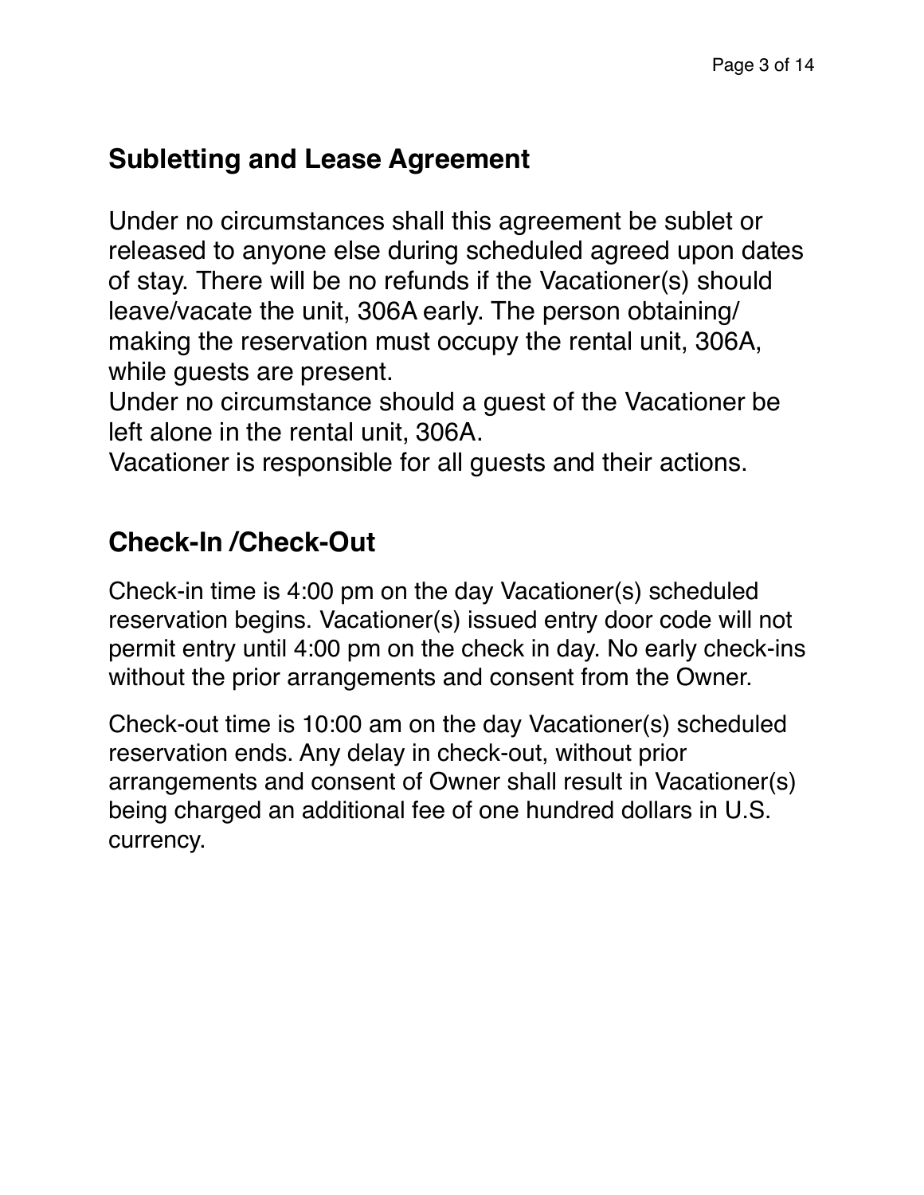## Subletting and Lease Agreement

Under no circumstances shall this agreement be sublet or released to anyone else during scheduled agreed upon dates of stay. There will be no refunds if the Vacationer(s) should leave/vacate the unit, 306A early. The person obtaining/making the reservation must occupy the rental unit, 306A, while guests are present.
Under no circumstance should a guest of the Vacationer be left alone in the rental unit, 306A.
Vacationer is responsible for all guests and their actions.

## Check-In /Check-Out

Check-in time is 4:00 pm on the day Vacationer(s) scheduled reservation begins. Vacationer(s) issued entry door code will not permit entry until 4:00 pm on the check in day. No early check-ins without the prior arrangements and consent from the Owner.

Check-out time is 10:00 am on the day Vacationer(s) scheduled reservation ends. Any delay in check-out, without prior arrangements and consent of Owner shall result in Vacationer(s) being charged an additional fee of one hundred dollars in U.S. currency.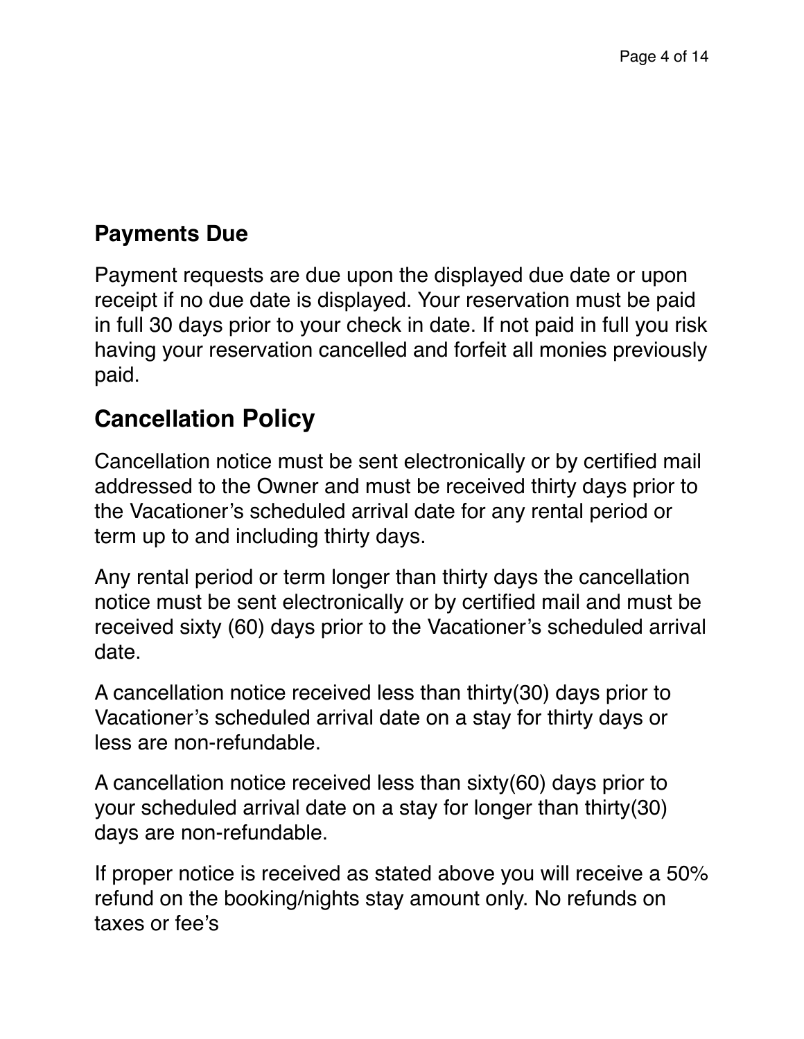### Payments Due

Payment requests are due upon the displayed due date or upon receipt if no due date is displayed. Your reservation must be paid in full 30 days prior to your check in date. If not paid in full you risk having your reservation cancelled and forfeit all monies previously paid.

## Cancellation Policy

Cancellation notice must be sent electronically or by certified mail addressed to the Owner and must be received thirty days prior to the Vacationer's scheduled arrival date for any rental period or term up to and including thirty days.

Any rental period or term longer than thirty days the cancellation notice must be sent electronically or by certified mail and must be received sixty (60) days prior to the Vacationer's scheduled arrival date.

A cancellation notice received less than thirty(30) days prior to Vacationer's scheduled arrival date on a stay for thirty days or less are non-refundable.

A cancellation notice received less than sixty(60) days prior to your scheduled arrival date on a stay for longer than thirty(30) days are non-refundable.

If proper notice is received as stated above you will receive a 50% refund on the booking/nights stay amount only. No refunds on taxes or fee's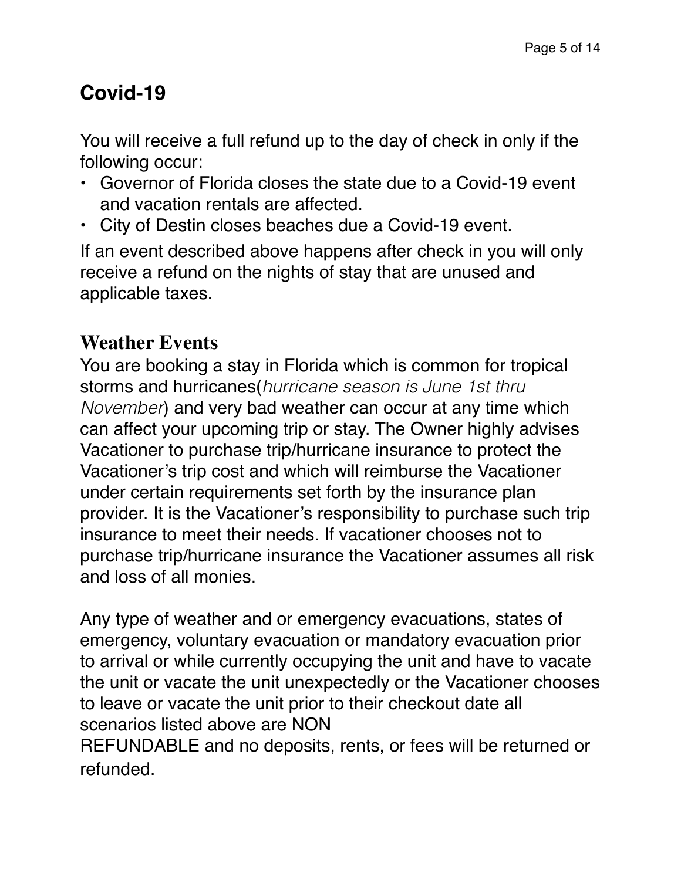## Covid-19

You will receive a full refund up to the day of check in only if the following occur:

- Governor of Florida closes the state due to a Covid-19 event and vacation rentals are affected.
- City of Destin closes beaches due a Covid-19 event.

If an event described above happens after check in you will only receive a refund on the nights of stay that are unused and applicable taxes.

## Weather Events

You are booking a stay in Florida which is common for tropical storms and hurricanes(*hurricane season is June 1st thru November*) and very bad weather can occur at any time which can affect your upcoming trip or stay. The Owner highly advises Vacationer to purchase trip/hurricane insurance to protect the Vacationer's trip cost and which will reimburse the Vacationer under certain requirements set forth by the insurance plan provider. It is the Vacationer's responsibility to purchase such trip insurance to meet their needs. If vacationer chooses not to purchase trip/hurricane insurance the Vacationer assumes all risk and loss of all monies.

Any type of weather and or emergency evacuations, states of emergency, voluntary evacuation or mandatory evacuation prior to arrival or while currently occupying the unit and have to vacate the unit or vacate the unit unexpectedly or the Vacationer chooses to leave or vacate the unit prior to their checkout date all scenarios listed above are NON REFUNDABLE and no deposits, rents, or fees will be returned or refunded.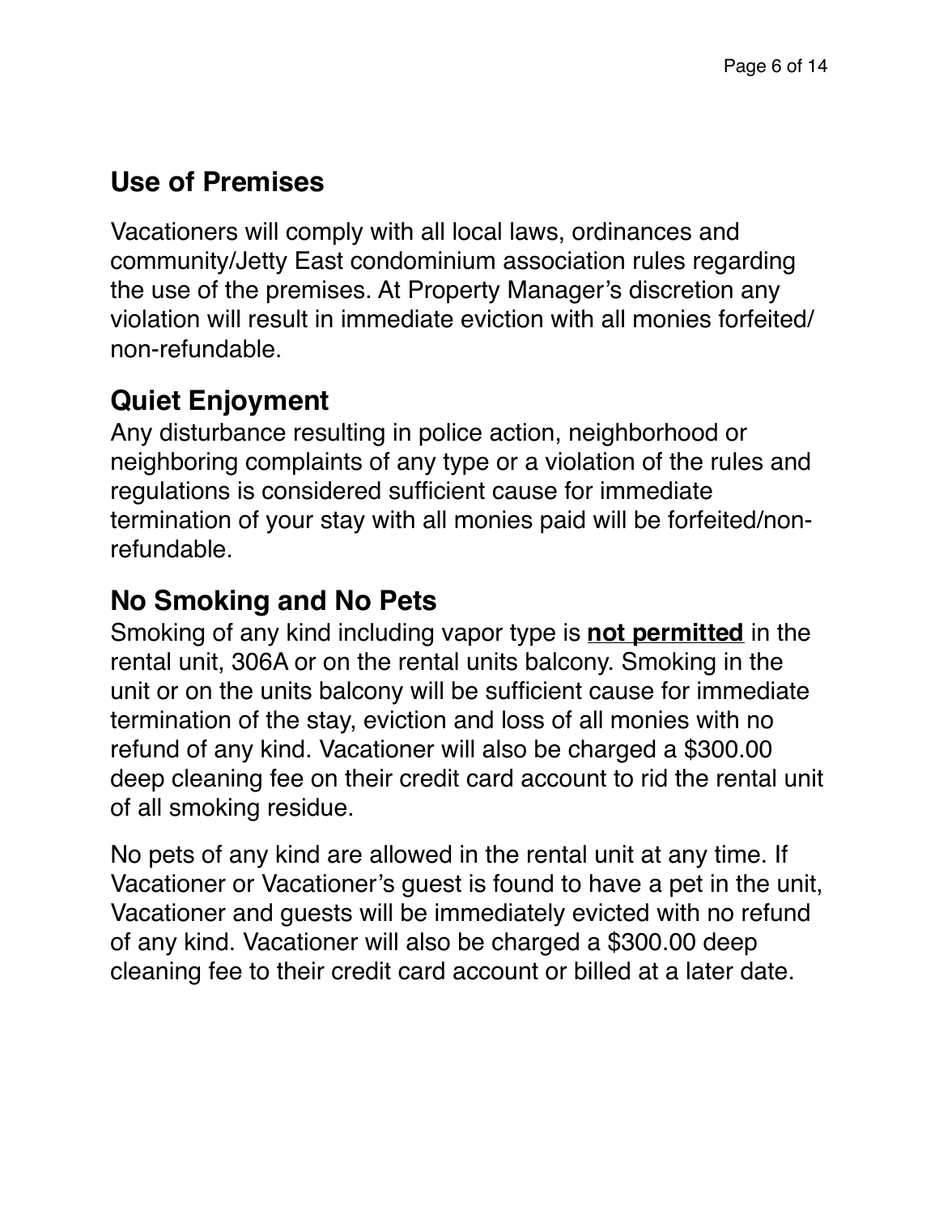## Use of Premises

Vacationers will comply with all local laws, ordinances and community/Jetty East condominium association rules regarding the use of the premises. At Property Manager's discretion any violation will result in immediate eviction with all monies forfeited/ non-refundable.

## Quiet Enjoyment

Any disturbance resulting in police action, neighborhood or neighboring complaints of any type or a violation of the rules and regulations is considered sufficient cause for immediate termination of your stay with all monies paid will be forfeited/non-refundable.

## No Smoking and No Pets

Smoking of any kind including vapor type is **<u>not permitted</u>** in the rental unit, 306A or on the rental units balcony. Smoking in the unit or on the units balcony will be sufficient cause for immediate termination of the stay, eviction and loss of all monies with no refund of any kind. Vacationer will also be charged a $300.00 deep cleaning fee on their credit card account to rid the rental unit of all smoking residue.

No pets of any kind are allowed in the rental unit at any time. If Vacationer or Vacationer's guest is found to have a pet in the unit, Vacationer and guests will be immediately evicted with no refund of any kind. Vacationer will also be charged a $300.00 deep cleaning fee to their credit card account or billed at a later date.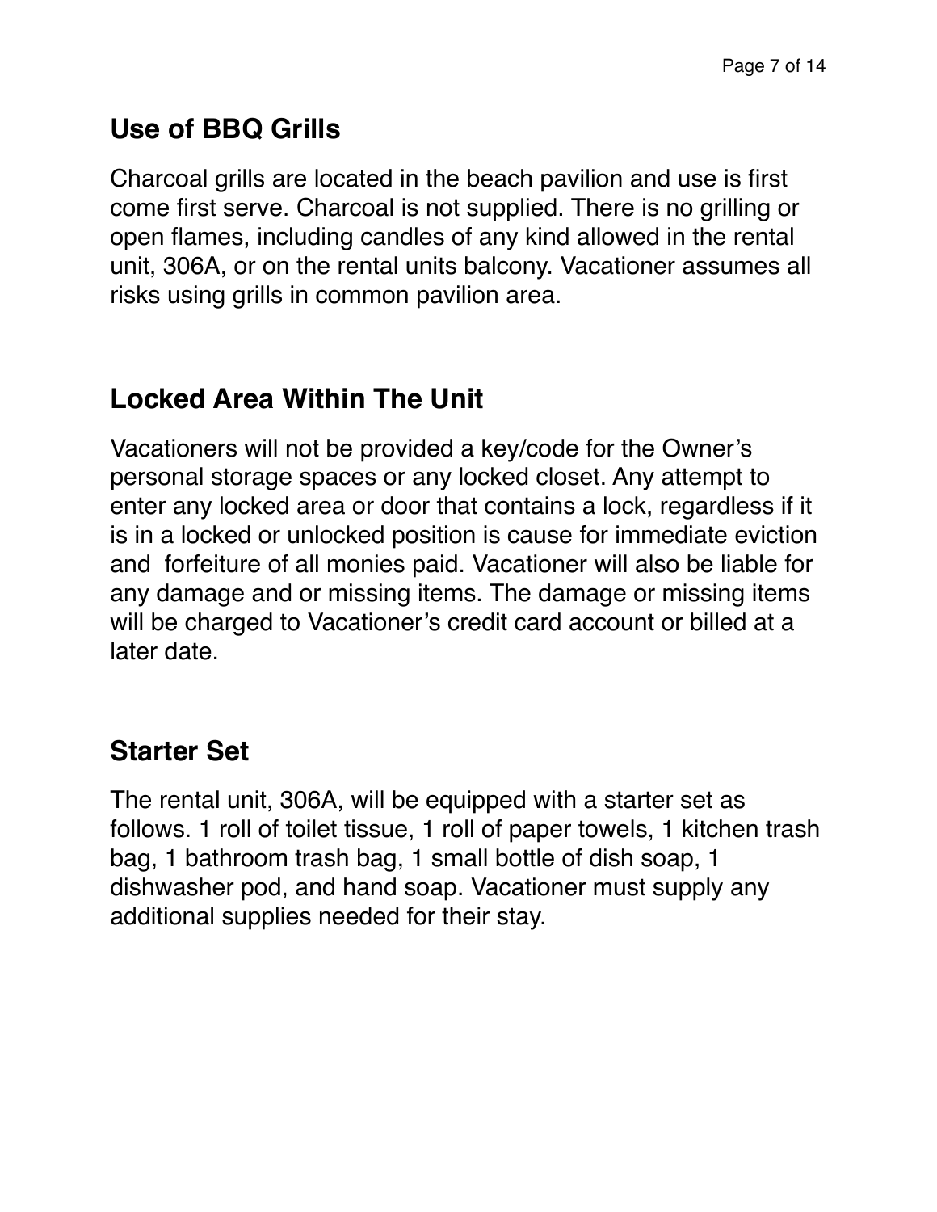## Use of BBQ Grills

Charcoal grills are located in the beach pavilion and use is first come first serve. Charcoal is not supplied. There is no grilling or open flames, including candles of any kind allowed in the rental unit, 306A, or on the rental units balcony. Vacationer assumes all risks using grills in common pavilion area.

## Locked Area Within The Unit

Vacationers will not be provided a key/code for the Owner's personal storage spaces or any locked closet. Any attempt to enter any locked area or door that contains a lock, regardless if it is in a locked or unlocked position is cause for immediate eviction and forfeiture of all monies paid. Vacationer will also be liable for any damage and or missing items. The damage or missing items will be charged to Vacationer's credit card account or billed at a later date.

## Starter Set

The rental unit, 306A, will be equipped with a starter set as follows. 1 roll of toilet tissue, 1 roll of paper towels, 1 kitchen trash bag, 1 bathroom trash bag, 1 small bottle of dish soap, 1 dishwasher pod, and hand soap. Vacationer must supply any additional supplies needed for their stay.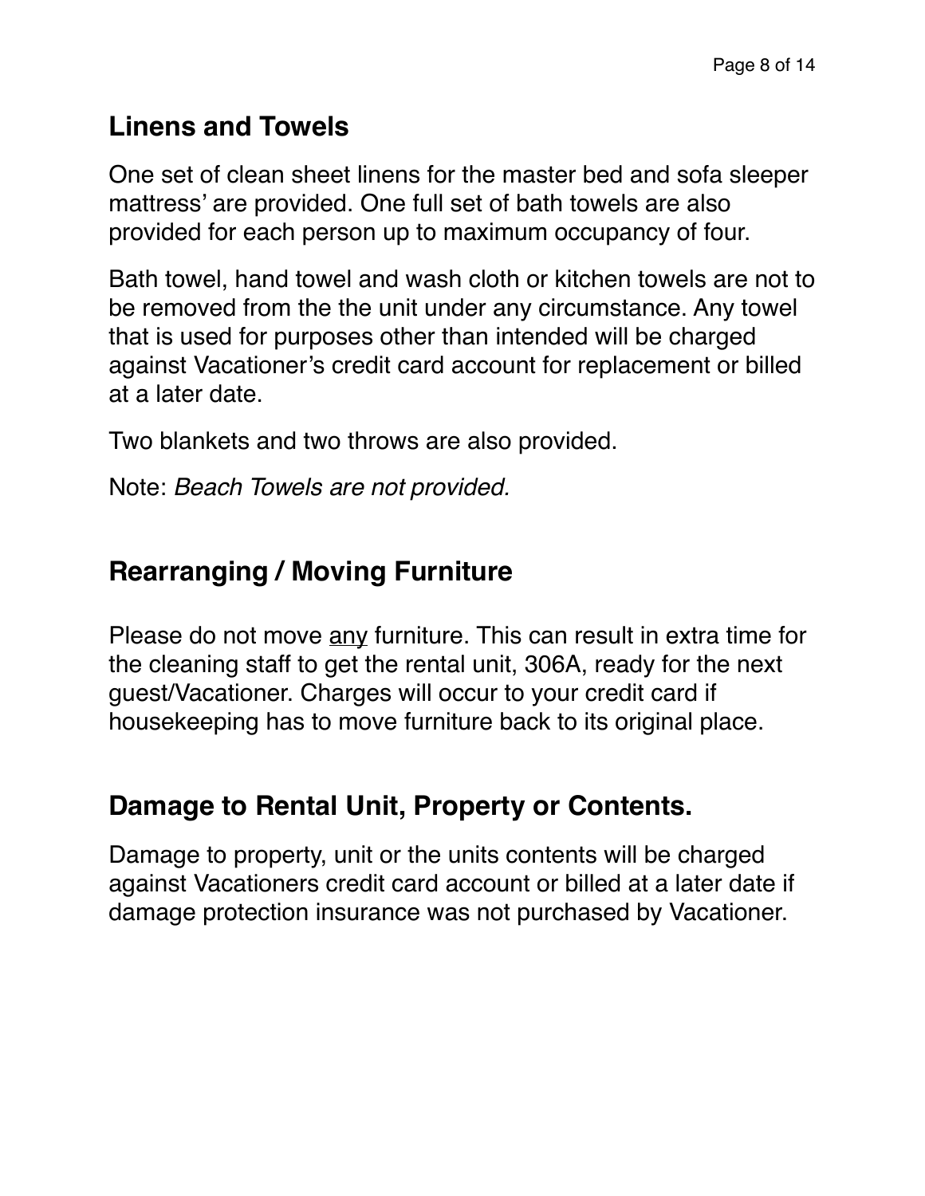## Linens and Towels

One set of clean sheet linens for the master bed and sofa sleeper mattress' are provided. One full set of bath towels are also provided for each person up to maximum occupancy of four.

Bath towel, hand towel and wash cloth or kitchen towels are not to be removed from the the unit under any circumstance. Any towel that is used for purposes other than intended will be charged against Vacationer's credit card account for replacement or billed at a later date.

Two blankets and two throws are also provided.

Note: *Beach Towels are not provided.*

## Rearranging / Moving Furniture

Please do not move <u>any</u> furniture. This can result in extra time for the cleaning staff to get the rental unit, 306A, ready for the next guest/Vacationer. Charges will occur to your credit card if housekeeping has to move furniture back to its original place.

## Damage to Rental Unit, Property or Contents.

Damage to property, unit or the units contents will be charged against Vacationers credit card account or billed at a later date if damage protection insurance was not purchased by Vacationer.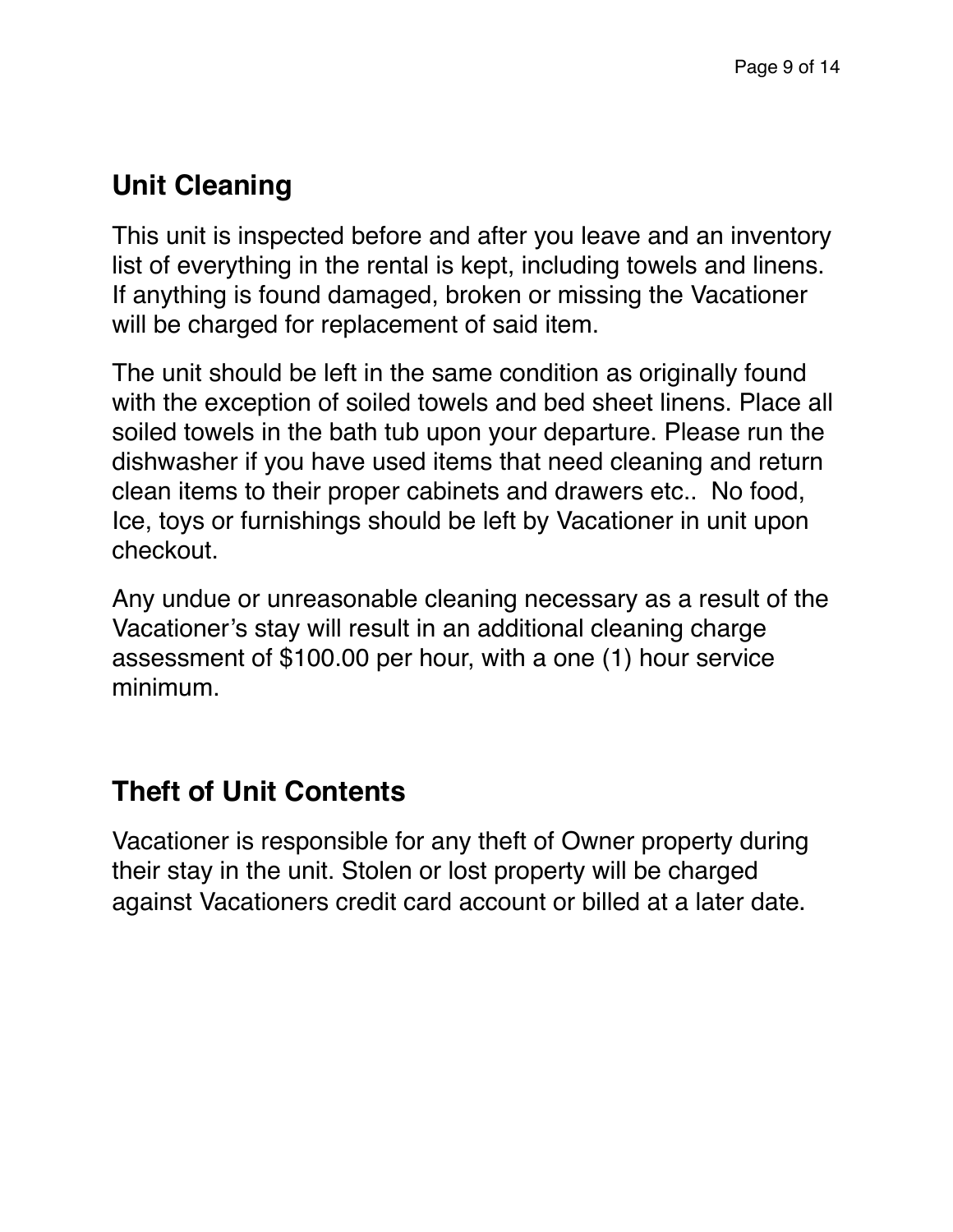## Unit Cleaning

This unit is inspected before and after you leave and an inventory list of everything in the rental is kept, including towels and linens. If anything is found damaged, broken or missing the Vacationer will be charged for replacement of said item.

The unit should be left in the same condition as originally found with the exception of soiled towels and bed sheet linens. Place all soiled towels in the bath tub upon your departure. Please run the dishwasher if you have used items that need cleaning and return clean items to their proper cabinets and drawers etc.. No food, Ice, toys or furnishings should be left by Vacationer in unit upon checkout.

Any undue or unreasonable cleaning necessary as a result of the Vacationer's stay will result in an additional cleaning charge assessment of $100.00 per hour, with a one (1) hour service minimum.

## Theft of Unit Contents

Vacationer is responsible for any theft of Owner property during their stay in the unit. Stolen or lost property will be charged against Vacationers credit card account or billed at a later date.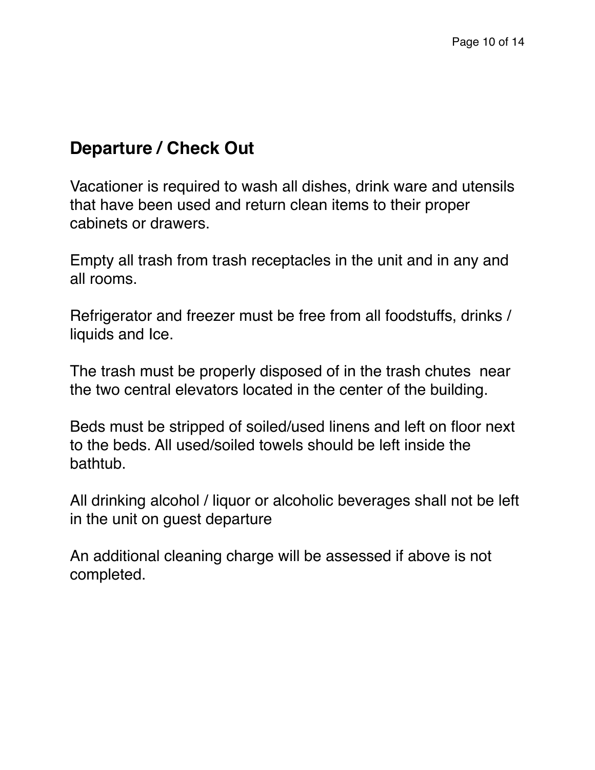## Departure / Check Out

Vacationer is required to wash all dishes, drink ware and utensils that have been used and return clean items to their proper cabinets or drawers.

Empty all trash from trash receptacles in the unit and in any and all rooms.

Refrigerator and freezer must be free from all foodstuffs, drinks / liquids and Ice.

The trash must be properly disposed of in the trash chutes near the two central elevators located in the center of the building.

Beds must be stripped of soiled/used linens and left on floor next to the beds. All used/soiled towels should be left inside the bathtub.

All drinking alcohol / liquor or alcoholic beverages shall not be left in the unit on guest departure

An additional cleaning charge will be assessed if above is not completed.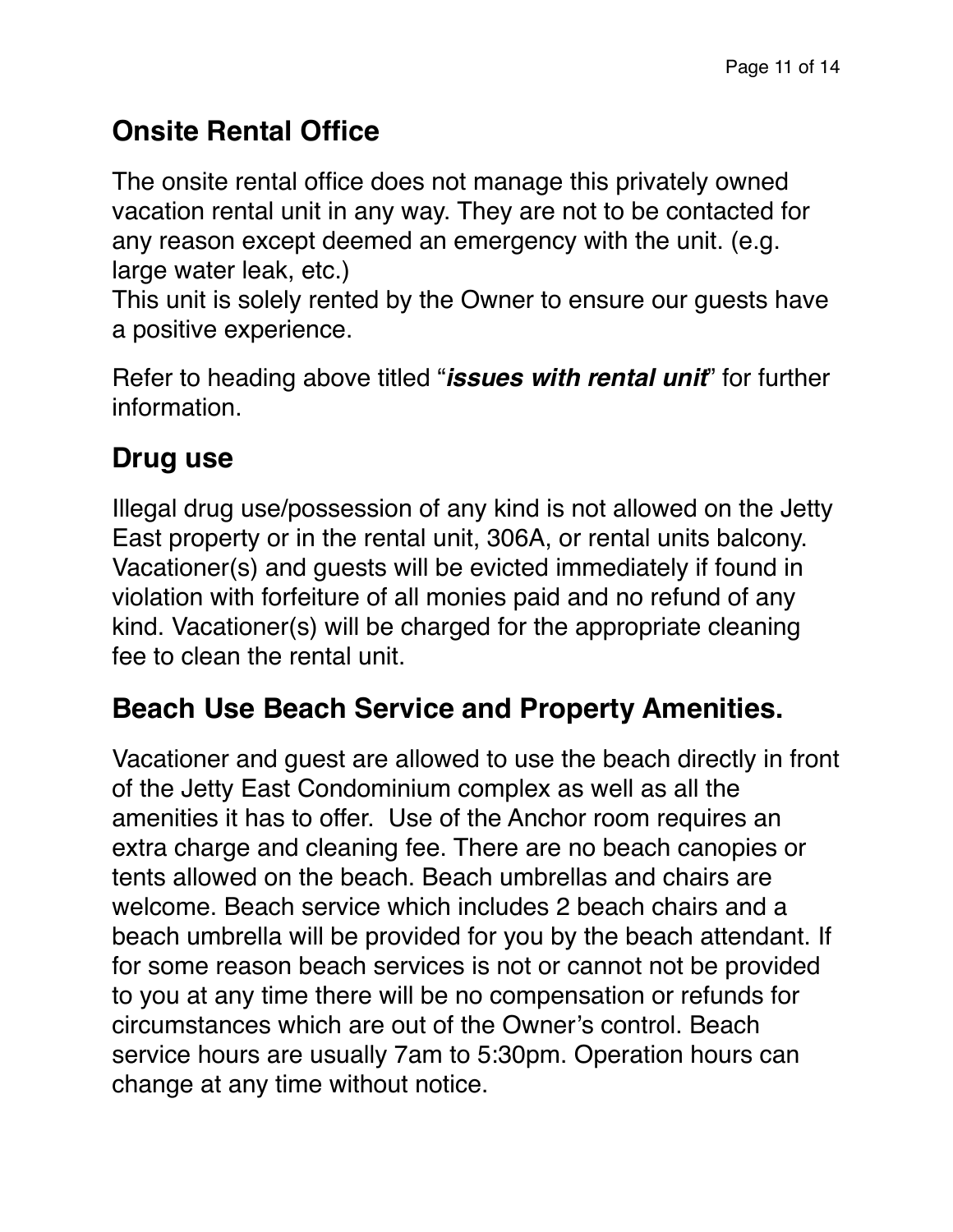## Onsite Rental Office

The onsite rental office does not manage this privately owned vacation rental unit in any way. They are not to be contacted for any reason except deemed an emergency with the unit. (e.g. large water leak, etc.)
This unit is solely rented by the Owner to ensure our guests have a positive experience.

Refer to heading above titled "***issues with rental unit***" for further information.

## Drug use

Illegal drug use/possession of any kind is not allowed on the Jetty East property or in the rental unit, 306A, or rental units balcony. Vacationer(s) and guests will be evicted immediately if found in violation with forfeiture of all monies paid and no refund of any kind. Vacationer(s) will be charged for the appropriate cleaning fee to clean the rental unit.

## Beach Use Beach Service and Property Amenities.

Vacationer and guest are allowed to use the beach directly in front of the Jetty East Condominium complex as well as all the amenities it has to offer.  Use of the Anchor room requires an extra charge and cleaning fee. There are no beach canopies or tents allowed on the beach. Beach umbrellas and chairs are welcome. Beach service which includes 2 beach chairs and a beach umbrella will be provided for you by the beach attendant. If for some reason beach services is not or cannot not be provided to you at any time there will be no compensation or refunds for circumstances which are out of the Owner's control. Beach service hours are usually 7am to 5:30pm. Operation hours can change at any time without notice.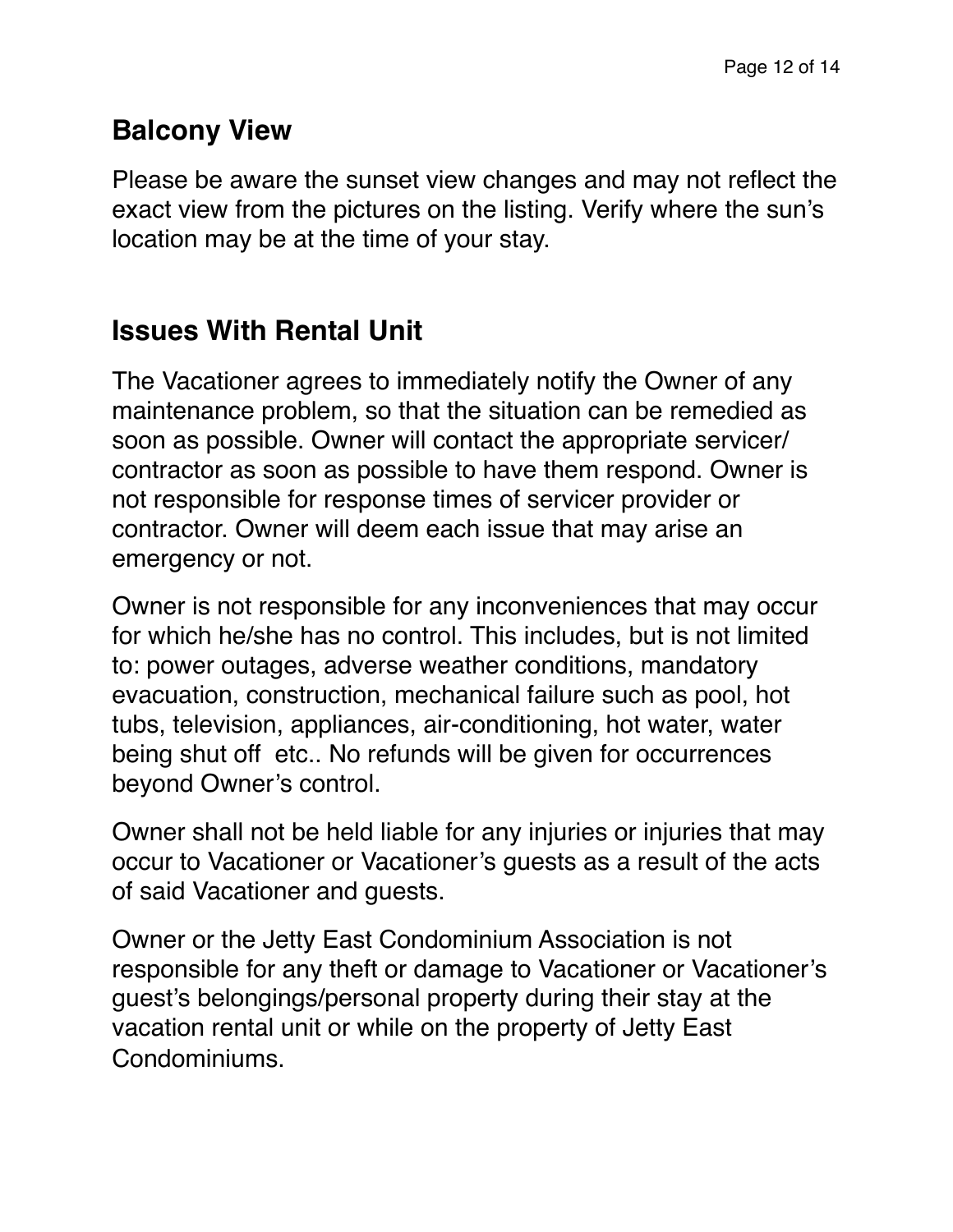## Balcony View

Please be aware the sunset view changes and may not reflect the exact view from the pictures on the listing. Verify where the sun's location may be at the time of your stay.

## Issues With Rental Unit

The Vacationer agrees to immediately notify the Owner of any maintenance problem, so that the situation can be remedied as soon as possible. Owner will contact the appropriate servicer/ contractor as soon as possible to have them respond. Owner is not responsible for response times of servicer provider or contractor. Owner will deem each issue that may arise an emergency or not.

Owner is not responsible for any inconveniences that may occur for which he/she has no control. This includes, but is not limited to: power outages, adverse weather conditions, mandatory evacuation, construction, mechanical failure such as pool, hot tubs, television, appliances, air-conditioning, hot water, water being shut off  etc.. No refunds will be given for occurrences beyond Owner's control.

Owner shall not be held liable for any injuries or injuries that may occur to Vacationer or Vacationer's guests as a result of the acts of said Vacationer and guests.

Owner or the Jetty East Condominium Association is not responsible for any theft or damage to Vacationer or Vacationer's guest's belongings/personal property during their stay at the vacation rental unit or while on the property of Jetty East Condominiums.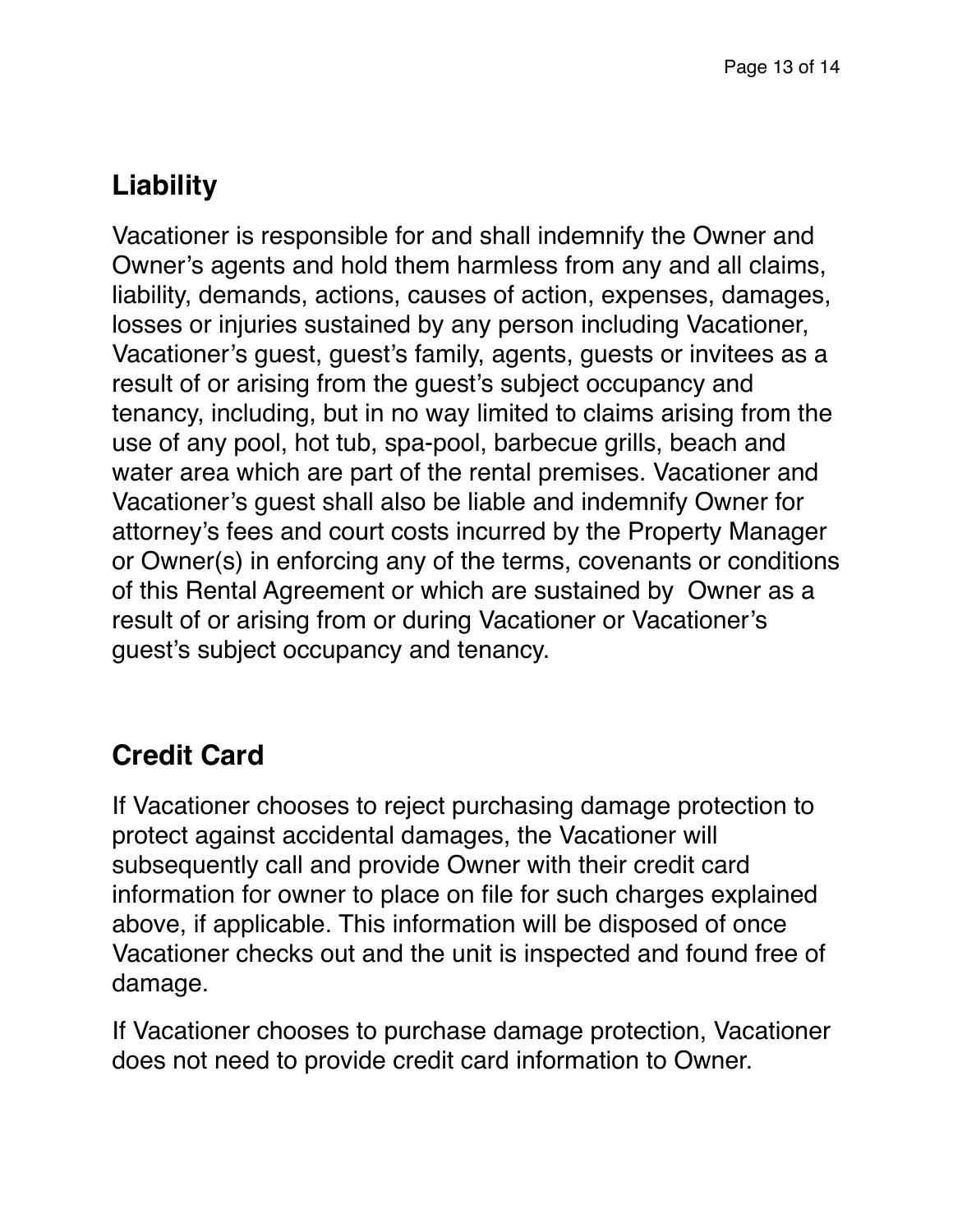## Liability

Vacationer is responsible for and shall indemnify the Owner and Owner's agents and hold them harmless from any and all claims, liability, demands, actions, causes of action, expenses, damages, losses or injuries sustained by any person including Vacationer, Vacationer's guest, guest's family, agents, guests or invitees as a result of or arising from the guest's subject occupancy and tenancy, including, but in no way limited to claims arising from the use of any pool, hot tub, spa-pool, barbecue grills, beach and water area which are part of the rental premises. Vacationer and Vacationer's guest shall also be liable and indemnify Owner for attorney's fees and court costs incurred by the Property Manager or Owner(s) in enforcing any of the terms, covenants or conditions of this Rental Agreement or which are sustained by Owner as a result of or arising from or during Vacationer or Vacationer's guest's subject occupancy and tenancy.

## Credit Card

If Vacationer chooses to reject purchasing damage protection to protect against accidental damages, the Vacationer will subsequently call and provide Owner with their credit card information for owner to place on file for such charges explained above, if applicable. This information will be disposed of once Vacationer checks out and the unit is inspected and found free of damage.

If Vacationer chooses to purchase damage protection, Vacationer does not need to provide credit card information to Owner.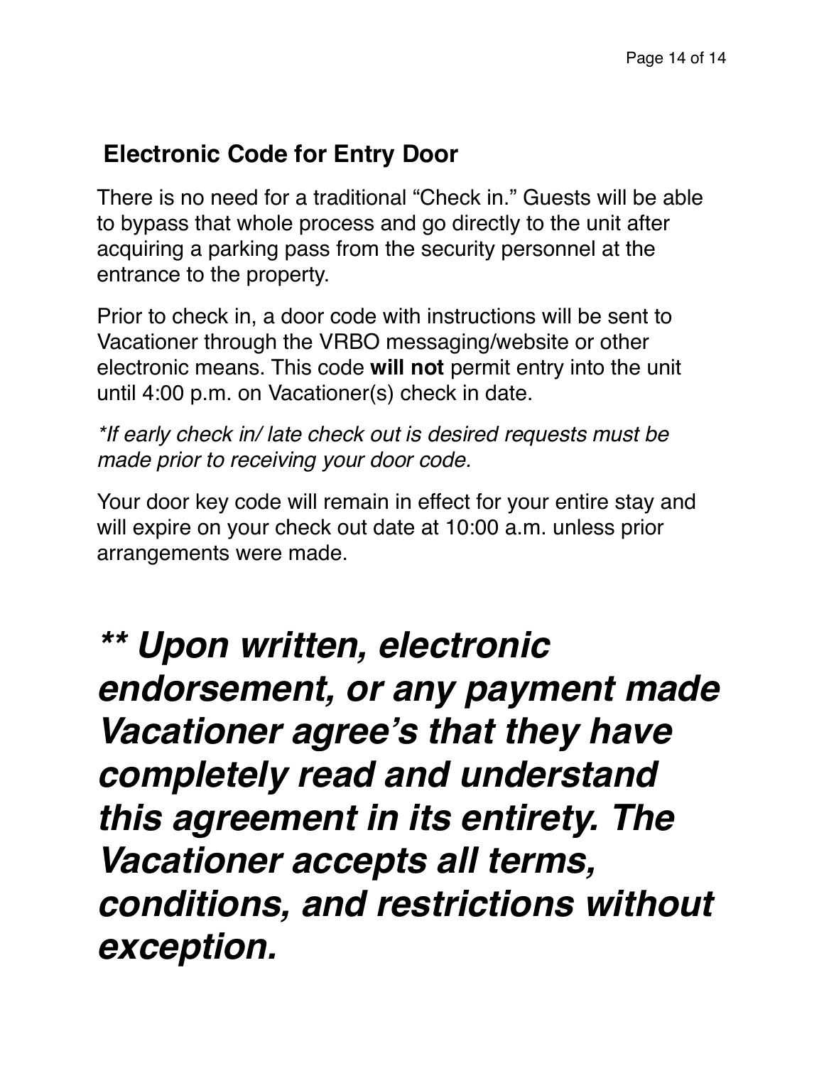## Electronic Code for Entry Door

There is no need for a traditional "Check in." Guests will be able to bypass that whole process and go directly to the unit after acquiring a parking pass from the security personnel at the entrance to the property.

Prior to check in, a door code with instructions will be sent to Vacationer through the VRBO messaging/website or other electronic means. This code **will not** permit entry into the unit until 4:00 p.m. on Vacationer(s) check in date.

*\*If early check in/ late check out is desired requests must be made prior to receiving your door code.*

Your door key code will remain in effect for your entire stay and will expire on your check out date at 10:00 a.m. unless prior arrangements were made.

***\*\* Upon written, electronic endorsement, or any payment made Vacationer agree's that they have completely read and understand this agreement in its entirety. The Vacationer accepts all terms, conditions, and restrictions without exception.***